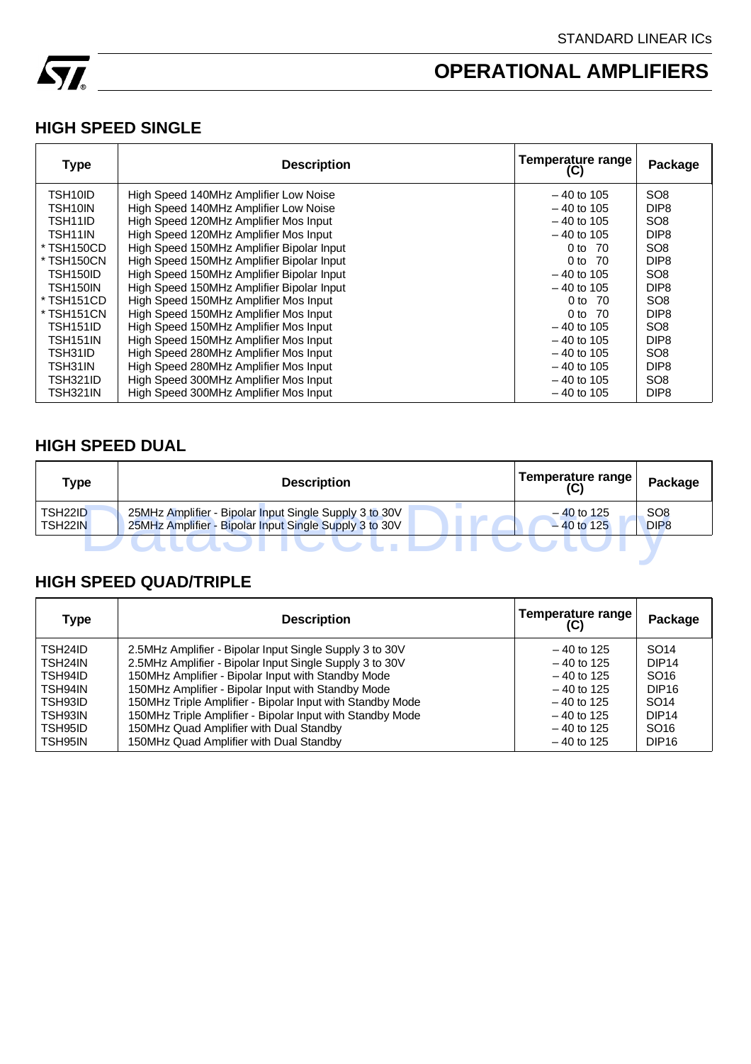STANDARD LINEAR ICs

# OPERATIONAL AMPLIFIERS

## HIGH SPEED SINGLE

| Type | Description | Temperature range (C) | Package |
|---|---|---|---|
| TSH10ID | High Speed 140MHz Amplifier Low Noise | – 40 to 105 | SO8 |
| TSH10IN | High Speed 140MHz Amplifier Low Noise | – 40 to 105 | DIP8 |
| TSH11ID | High Speed 120MHz Amplifier Mos Input | – 40 to 105 | SO8 |
| TSH11IN | High Speed 120MHz Amplifier Mos Input | – 40 to 105 | DIP8 |
| * TSH150CD | High Speed 150MHz Amplifier Bipolar Input | 0 to 70 | SO8 |
| * TSH150CN | High Speed 150MHz Amplifier Bipolar Input | 0 to 70 | DIP8 |
| TSH150ID | High Speed 150MHz Amplifier Bipolar Input | – 40 to 105 | SO8 |
| TSH150IN | High Speed 150MHz Amplifier Bipolar Input | – 40 to 105 | DIP8 |
| * TSH151CD | High Speed 150MHz Amplifier Mos Input | 0 to 70 | SO8 |
| * TSH151CN | High Speed 150MHz Amplifier Mos Input | 0 to 70 | DIP8 |
| TSH151ID | High Speed 150MHz Amplifier Mos Input | – 40 to 105 | SO8 |
| TSH151IN | High Speed 150MHz Amplifier Mos Input | – 40 to 105 | DIP8 |
| TSH31ID | High Speed 280MHz Amplifier Mos Input | – 40 to 105 | SO8 |
| TSH31IN | High Speed 280MHz Amplifier Mos Input | – 40 to 105 | DIP8 |
| TSH321ID | High Speed 300MHz Amplifier Mos Input | – 40 to 105 | SO8 |
| TSH321IN | High Speed 300MHz Amplifier Mos Input | – 40 to 105 | DIP8 |

## HIGH SPEED DUAL

| Type | Description | Temperature range (C) | Package |
|---|---|---|---|
| TSH22ID | 25MHz Amplifier - Bipolar Input Single Supply 3 to 30V | – 40 to 125 | SO8 |
| TSH22IN | 25MHz Amplifier - Bipolar Input Single Supply 3 to 30V | – 40 to 125 | DIP8 |

## HIGH SPEED QUAD/TRIPLE

| Type | Description | Temperature range (C) | Package |
|---|---|---|---|
| TSH24ID | 2.5MHz Amplifier - Bipolar Input Single Supply 3 to 30V | – 40 to 125 | SO14 |
| TSH24IN | 2.5MHz Amplifier - Bipolar Input Single Supply 3 to 30V | – 40 to 125 | DIP14 |
| TSH94ID | 150MHz Amplifier - Bipolar Input with Standby Mode | – 40 to 125 | SO16 |
| TSH94IN | 150MHz Amplifier - Bipolar Input with Standby Mode | – 40 to 125 | DIP16 |
| TSH93ID | 150MHz Triple Amplifier - Bipolar Input with Standby Mode | – 40 to 125 | SO14 |
| TSH93IN | 150MHz Triple Amplifier - Bipolar Input with Standby Mode | – 40 to 125 | DIP14 |
| TSH95ID | 150MHz Quad Amplifier with Dual Standby | – 40 to 125 | SO16 |
| TSH95IN | 150MHz Quad Amplifier with Dual Standby | – 40 to 125 | DIP16 |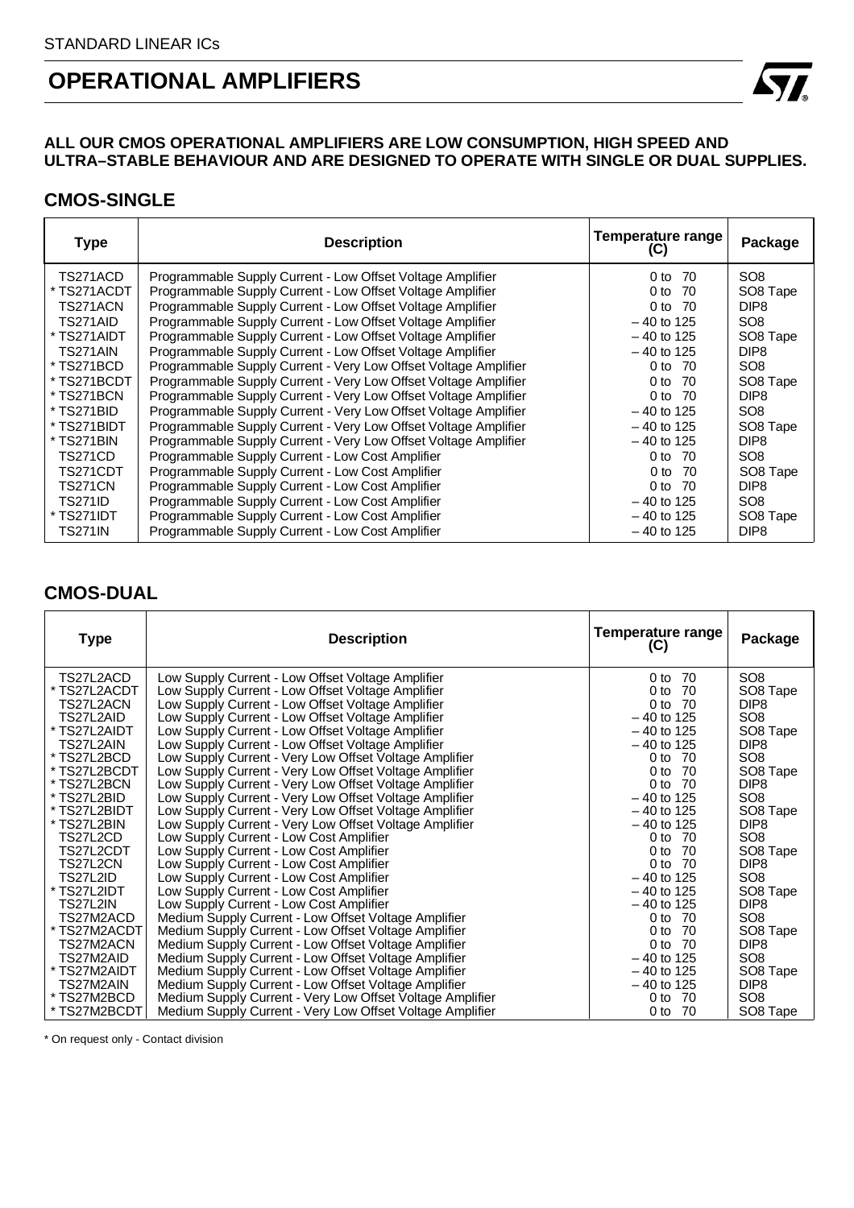STANDARD LINEAR ICs

# OPERATIONAL AMPLIFIERS

**ALL OUR CMOS OPERATIONAL AMPLIFIERS ARE LOW CONSUMPTION, HIGH SPEED AND ULTRA–STABLE BEHAVIOUR AND ARE DESIGNED TO OPERATE WITH SINGLE OR DUAL SUPPLIES.**

## CMOS-SINGLE

| Type | Description | Temperature range (C) | Package |
|---|---|---|---|
| TS271ACD | Programmable Supply Current - Low Offset Voltage Amplifier | 0 to 70 | SO8 |
| * TS271ACDT | Programmable Supply Current - Low Offset Voltage Amplifier | 0 to 70 | SO8 Tape |
| TS271ACN | Programmable Supply Current - Low Offset Voltage Amplifier | 0 to 70 | DIP8 |
| TS271AID | Programmable Supply Current - Low Offset Voltage Amplifier | – 40 to 125 | SO8 |
| * TS271AIDT | Programmable Supply Current - Low Offset Voltage Amplifier | – 40 to 125 | SO8 Tape |
| TS271AIN | Programmable Supply Current - Low Offset Voltage Amplifier | – 40 to 125 | DIP8 |
| * TS271BCD | Programmable Supply Current - Very Low Offset Voltage Amplifier | 0 to 70 | SO8 |
| * TS271BCDT | Programmable Supply Current - Very Low Offset Voltage Amplifier | 0 to 70 | SO8 Tape |
| * TS271BCN | Programmable Supply Current - Very Low Offset Voltage Amplifier | 0 to 70 | DIP8 |
| * TS271BID | Programmable Supply Current - Very Low Offset Voltage Amplifier | – 40 to 125 | SO8 |
| * TS271BIDT | Programmable Supply Current - Very Low Offset Voltage Amplifier | – 40 to 125 | SO8 Tape |
| * TS271BIN | Programmable Supply Current - Very Low Offset Voltage Amplifier | – 40 to 125 | DIP8 |
| TS271CD | Programmable Supply Current - Low Cost Amplifier | 0 to 70 | SO8 |
| TS271CDT | Programmable Supply Current - Low Cost Amplifier | 0 to 70 | SO8 Tape |
| TS271CN | Programmable Supply Current - Low Cost Amplifier | 0 to 70 | DIP8 |
| TS271ID | Programmable Supply Current - Low Cost Amplifier | – 40 to 125 | SO8 |
| * TS271IDT | Programmable Supply Current - Low Cost Amplifier | – 40 to 125 | SO8 Tape |
| TS271IN | Programmable Supply Current - Low Cost Amplifier | – 40 to 125 | DIP8 |

## CMOS-DUAL

| Type | Description | Temperature range (C) | Package |
|---|---|---|---|
| TS27L2ACD | Low Supply Current - Low Offset Voltage Amplifier | 0 to 70 | SO8 |
| * TS27L2ACDT | Low Supply Current - Low Offset Voltage Amplifier | 0 to 70 | SO8 Tape |
| TS27L2ACN | Low Supply Current - Low Offset Voltage Amplifier | 0 to 70 | DIP8 |
| TS27L2AID | Low Supply Current - Low Offset Voltage Amplifier | – 40 to 125 | SO8 |
| * TS27L2AIDT | Low Supply Current - Low Offset Voltage Amplifier | – 40 to 125 | SO8 Tape |
| TS27L2AIN | Low Supply Current - Low Offset Voltage Amplifier | – 40 to 125 | DIP8 |
| * TS27L2BCD | Low Supply Current - Very Low Offset Voltage Amplifier | 0 to 70 | SO8 |
| * TS27L2BCDT | Low Supply Current - Very Low Offset Voltage Amplifier | 0 to 70 | SO8 Tape |
| * TS27L2BCN | Low Supply Current - Very Low Offset Voltage Amplifier | 0 to 70 | DIP8 |
| * TS27L2BID | Low Supply Current - Very Low Offset Voltage Amplifier | – 40 to 125 | SO8 |
| * TS27L2BIDT | Low Supply Current - Very Low Offset Voltage Amplifier | – 40 to 125 | SO8 Tape |
| * TS27L2BIN | Low Supply Current - Very Low Offset Voltage Amplifier | – 40 to 125 | DIP8 |
| TS27L2CD | Low Supply Current - Low Cost Amplifier | 0 to 70 | SO8 |
| TS27L2CDT | Low Supply Current - Low Cost Amplifier | 0 to 70 | SO8 Tape |
| TS27L2CN | Low Supply Current - Low Cost Amplifier | 0 to 70 | DIP8 |
| TS27L2ID | Low Supply Current - Low Cost Amplifier | – 40 to 125 | SO8 |
| * TS27L2IDT | Low Supply Current - Low Cost Amplifier | – 40 to 125 | SO8 Tape |
| TS27L2IN | Low Supply Current - Low Cost Amplifier | – 40 to 125 | DIP8 |
| TS27M2ACD | Medium Supply Current - Low Offset Voltage Amplifier | 0 to 70 | SO8 |
| * TS27M2ACDT | Medium Supply Current - Low Offset Voltage Amplifier | 0 to 70 | SO8 Tape |
| TS27M2ACN | Medium Supply Current - Low Offset Voltage Amplifier | 0 to 70 | DIP8 |
| TS27M2AID | Medium Supply Current - Low Offset Voltage Amplifier | – 40 to 125 | SO8 |
| * TS27M2AIDT | Medium Supply Current - Low Offset Voltage Amplifier | – 40 to 125 | SO8 Tape |
| TS27M2AIN | Medium Supply Current - Low Offset Voltage Amplifier | – 40 to 125 | DIP8 |
| * TS27M2BCD | Medium Supply Current - Very Low Offset Voltage Amplifier | 0 to 70 | SO8 |
| * TS27M2BCDT | Medium Supply Current - Very Low Offset Voltage Amplifier | 0 to 70 | SO8 Tape |

* On request only - Contact division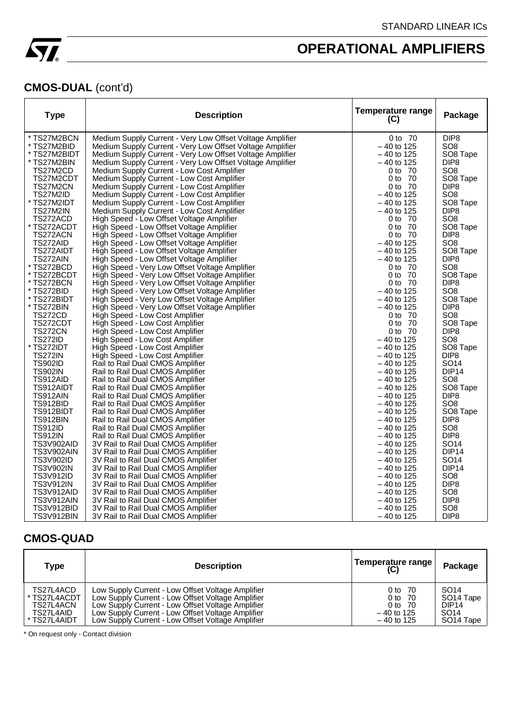# OPERATIONAL AMPLIFIERS

## CMOS-DUAL (cont'd)

| Type | Description | Temperature range (C) | Package |
|---|---|---|---|
| * TS27M2BCN | Medium Supply Current - Very Low Offset Voltage Amplifier | 0 to 70 | DIP8 |
| * TS27M2BID | Medium Supply Current - Very Low Offset Voltage Amplifier | – 40 to 125 | SO8 |
| * TS27M2BIDT | Medium Supply Current - Very Low Offset Voltage Amplifier | – 40 to 125 | SO8 Tape |
| * TS27M2BIN | Medium Supply Current - Very Low Offset Voltage Amplifier | – 40 to 125 | DIP8 |
| TS27M2CD | Medium Supply Current - Low Cost Amplifier | 0 to 70 | SO8 |
| TS27M2CDT | Medium Supply Current - Low Cost Amplifier | 0 to 70 | SO8 Tape |
| TS27M2CN | Medium Supply Current - Low Cost Amplifier | 0 to 70 | DIP8 |
| TS27M2ID | Medium Supply Current - Low Cost Amplifier | – 40 to 125 | SO8 |
| * TS27M2IDT | Medium Supply Current - Low Cost Amplifier | – 40 to 125 | SO8 Tape |
| TS27M2IN | Medium Supply Current - Low Cost Amplifier | – 40 to 125 | DIP8 |
| TS272ACD | High Speed - Low Offset Voltage Amplifier | 0 to 70 | SO8 |
| * TS272ACDT | High Speed - Low Offset Voltage Amplifier | 0 to 70 | SO8 Tape |
| TS272ACN | High Speed - Low Offset Voltage Amplifier | 0 to 70 | DIP8 |
| TS272AID | High Speed - Low Offset Voltage Amplifier | – 40 to 125 | SO8 |
| TS272AIDT | High Speed - Low Offset Voltage Amplifier | – 40 to 125 | SO8 Tape |
| TS272AIN | High Speed - Low Offset Voltage Amplifier | – 40 to 125 | DIP8 |
| * TS272BCD | High Speed - Very Low Offset Voltage Amplifier | 0 to 70 | SO8 |
| * TS272BCDT | High Speed - Very Low Offset Voltage Amplifier | 0 to 70 | SO8 Tape |
| * TS272BCN | High Speed - Very Low Offset Voltage Amplifier | 0 to 70 | DIP8 |
| * TS272BID | High Speed - Very Low Offset Voltage Amplifier | – 40 to 125 | SO8 |
| * TS272BIDT | High Speed - Very Low Offset Voltage Amplifier | – 40 to 125 | SO8 Tape |
| * TS272BIN | High Speed - Very Low Offset Voltage Amplifier | – 40 to 125 | DIP8 |
| TS272CD | High Speed - Low Cost Amplifier | 0 to 70 | SO8 |
| TS272CDT | High Speed - Low Cost Amplifier | 0 to 70 | SO8 Tape |
| TS272CN | High Speed - Low Cost Amplifier | 0 to 70 | DIP8 |
| TS272ID | High Speed - Low Cost Amplifier | – 40 to 125 | SO8 |
| * TS272IDT | High Speed - Low Cost Amplifier | – 40 to 125 | SO8 Tape |
| TS272IN | High Speed - Low Cost Amplifier | – 40 to 125 | DIP8 |
| TS902ID | Rail to Rail Dual CMOS Amplifier | – 40 to 125 | SO14 |
| TS902IN | Rail to Rail Dual CMOS Amplifier | – 40 to 125 | DIP14 |
| TS912AID | Rail to Rail Dual CMOS Amplifier | – 40 to 125 | SO8 |
| TS912AIDT | Rail to Rail Dual CMOS Amplifier | – 40 to 125 | SO8 Tape |
| TS912AIN | Rail to Rail Dual CMOS Amplifier | – 40 to 125 | DIP8 |
| TS912BID | Rail to Rail Dual CMOS Amplifier | – 40 to 125 | SO8 |
| TS912BIDT | Rail to Rail Dual CMOS Amplifier | – 40 to 125 | SO8 Tape |
| TS912BIN | Rail to Rail Dual CMOS Amplifier | – 40 to 125 | DIP8 |
| TS912ID | Rail to Rail Dual CMOS Amplifier | – 40 to 125 | SO8 |
| TS912IN | Rail to Rail Dual CMOS Amplifier | – 40 to 125 | DIP8 |
| TS3V902AID | 3V Rail to Rail Dual CMOS Amplifier | – 40 to 125 | SO14 |
| TS3V902AIN | 3V Rail to Rail Dual CMOS Amplifier | – 40 to 125 | DIP14 |
| TS3V902ID | 3V Rail to Rail Dual CMOS Amplifier | – 40 to 125 | SO14 |
| TS3V902IN | 3V Rail to Rail Dual CMOS Amplifier | – 40 to 125 | DIP14 |
| TS3V912ID | 3V Rail to Rail Dual CMOS Amplifier | – 40 to 125 | SO8 |
| TS3V912IN | 3V Rail to Rail Dual CMOS Amplifier | – 40 to 125 | DIP8 |
| TS3V912AID | 3V Rail to Rail Dual CMOS Amplifier | – 40 to 125 | SO8 |
| TS3V912AIN | 3V Rail to Rail Dual CMOS Amplifier | – 40 to 125 | DIP8 |
| TS3V912BID | 3V Rail to Rail Dual CMOS Amplifier | – 40 to 125 | SO8 |
| TS3V912BIN | 3V Rail to Rail Dual CMOS Amplifier | – 40 to 125 | DIP8 |

## CMOS-QUAD

| Type | Description | Temperature range (C) | Package |
|---|---|---|---|
| TS27L4ACD | Low Supply Current - Low Offset Voltage Amplifier | 0 to 70 | SO14 |
| * TS27L4ACDT | Low Supply Current - Low Offset Voltage Amplifier | 0 to 70 | SO14 Tape |
| TS27L4ACN | Low Supply Current - Low Offset Voltage Amplifier | 0 to 70 | DIP14 |
| TS27L4AID | Low Supply Current - Low Offset Voltage Amplifier | – 40 to 125 | SO14 |
| * TS27L4AIDT | Low Supply Current - Low Offset Voltage Amplifier | – 40 to 125 | SO14 Tape |

* On request only - Contact division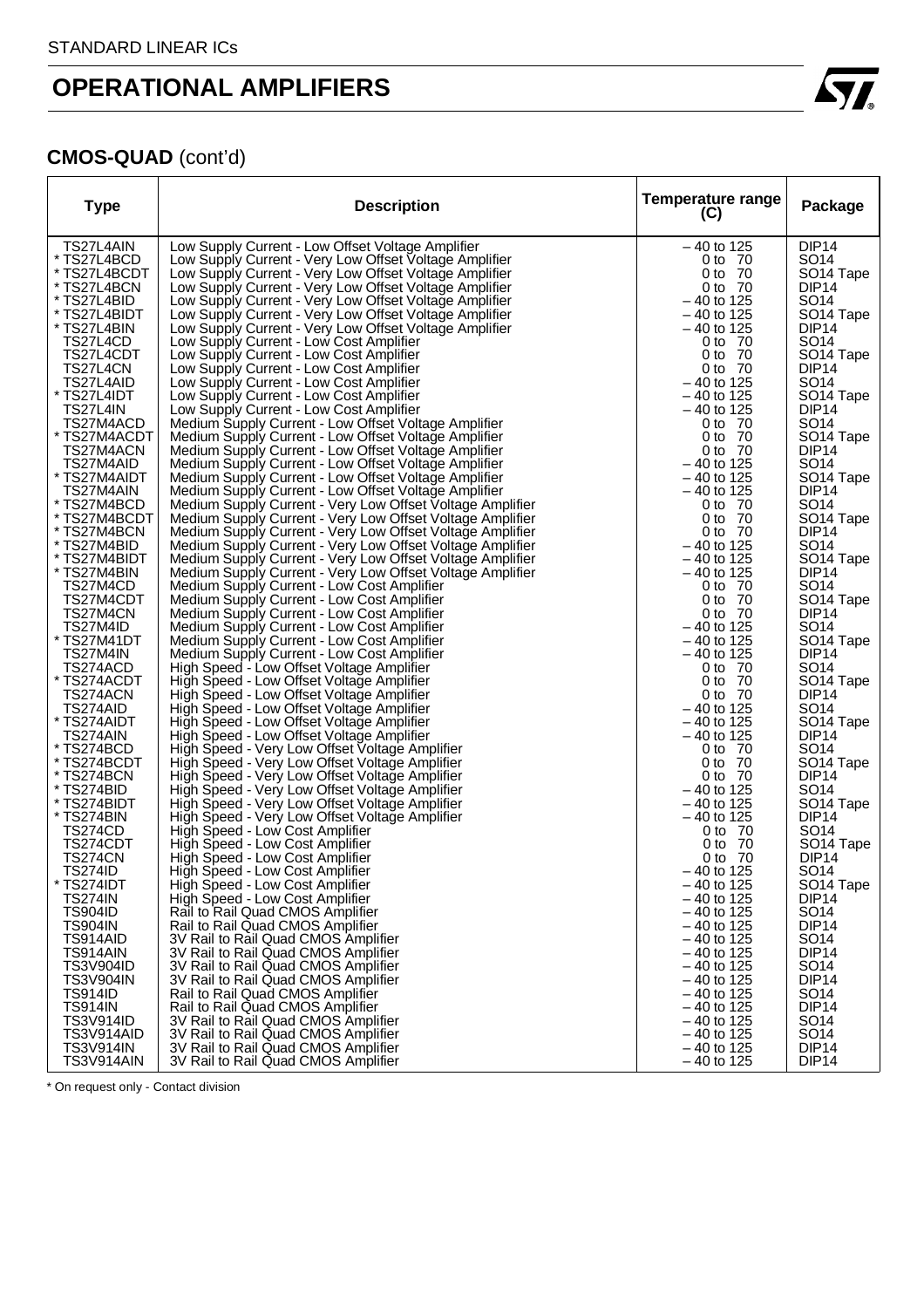STANDARD LINEAR ICs

# OPERATIONAL AMPLIFIERS

## CMOS-QUAD (cont'd)

| Type | Description | Temperature range (C) | Package |
|---|---|---|---|
| TS27L4AIN | Low Supply Current - Low Offset Voltage Amplifier | – 40 to 125 | DIP14 |
| * TS27L4BCD | Low Supply Current - Very Low Offset Voltage Amplifier | 0 to 70 | SO14 |
| * TS27L4BCDT | Low Supply Current - Very Low Offset Voltage Amplifier | 0 to 70 | SO14 Tape |
| * TS27L4BCN | Low Supply Current - Very Low Offset Voltage Amplifier | 0 to 70 | DIP14 |
| * TS27L4BID | Low Supply Current - Very Low Offset Voltage Amplifier | – 40 to 125 | SO14 |
| * TS27L4BIDT | Low Supply Current - Very Low Offset Voltage Amplifier | – 40 to 125 | SO14 Tape |
| * TS27L4BIN | Low Supply Current - Very Low Offset Voltage Amplifier | – 40 to 125 | DIP14 |
| TS27L4CD | Low Supply Current - Low Cost Amplifier | 0 to 70 | SO14 |
| TS27L4CDT | Low Supply Current - Low Cost Amplifier | 0 to 70 | SO14 Tape |
| TS27L4CN | Low Supply Current - Low Cost Amplifier | 0 to 70 | DIP14 |
| TS27L4AID | Low Supply Current - Low Cost Amplifier | – 40 to 125 | SO14 |
| * TS27L4IDT | Low Supply Current - Low Cost Amplifier | – 40 to 125 | SO14 Tape |
| TS27L4IN | Low Supply Current - Low Cost Amplifier | – 40 to 125 | DIP14 |
| TS27M4ACD | Medium Supply Current - Low Offset Voltage Amplifier | 0 to 70 | SO14 |
| * TS27M4ACDT | Medium Supply Current - Low Offset Voltage Amplifier | 0 to 70 | SO14 Tape |
| TS27M4ACN | Medium Supply Current - Low Offset Voltage Amplifier | 0 to 70 | DIP14 |
| TS27M4AID | Medium Supply Current - Low Offset Voltage Amplifier | – 40 to 125 | SO14 |
| * TS27M4AIDT | Medium Supply Current - Low Offset Voltage Amplifier | – 40 to 125 | SO14 Tape |
| TS27M4AIN | Medium Supply Current - Low Offset Voltage Amplifier | – 40 to 125 | DIP14 |
| * TS27M4BCD | Medium Supply Current - Very Low Offset Voltage Amplifier | 0 to 70 | SO14 |
| * TS27M4BCDT | Medium Supply Current - Very Low Offset Voltage Amplifier | 0 to 70 | SO14 Tape |
| * TS27M4BCN | Medium Supply Current - Very Low Offset Voltage Amplifier | 0 to 70 | DIP14 |
| * TS27M4BID | Medium Supply Current - Very Low Offset Voltage Amplifier | – 40 to 125 | SO14 |
| * TS27M4BIDT | Medium Supply Current - Very Low Offset Voltage Amplifier | – 40 to 125 | SO14 Tape |
| * TS27M4BIN | Medium Supply Current - Very Low Offset Voltage Amplifier | – 40 to 125 | DIP14 |
| TS27M4CD | Medium Supply Current - Low Cost Amplifier | 0 to 70 | SO14 |
| TS27M4CDT | Medium Supply Current - Low Cost Amplifier | 0 to 70 | SO14 Tape |
| TS27M4CN | Medium Supply Current - Low Cost Amplifier | 0 to 70 | DIP14 |
| TS27M4ID | Medium Supply Current - Low Cost Amplifier | – 40 to 125 | SO14 |
| * TS27M41DT | Medium Supply Current - Low Cost Amplifier | – 40 to 125 | SO14 Tape |
| TS27M4IN | Medium Supply Current - Low Cost Amplifier | – 40 to 125 | DIP14 |
| TS274ACD | High Speed - Low Offset Voltage Amplifier | 0 to 70 | SO14 |
| * TS274ACDT | High Speed - Low Offset Voltage Amplifier | 0 to 70 | SO14 Tape |
| TS274ACN | High Speed - Low Offset Voltage Amplifier | 0 to 70 | DIP14 |
| TS274AID | High Speed - Low Offset Voltage Amplifier | – 40 to 125 | SO14 |
| * TS274AIDT | High Speed - Low Offset Voltage Amplifier | – 40 to 125 | SO14 Tape |
| TS274AIN | High Speed - Low Offset Voltage Amplifier | – 40 to 125 | DIP14 |
| * TS274BCD | High Speed - Very Low Offset Voltage Amplifier | 0 to 70 | SO14 |
| * TS274BCDT | High Speed - Very Low Offset Voltage Amplifier | 0 to 70 | SO14 Tape |
| * TS274BCN | High Speed - Very Low Offset Voltage Amplifier | 0 to 70 | DIP14 |
| * TS274BID | High Speed - Very Low Offset Voltage Amplifier | – 40 to 125 | SO14 |
| * TS274BIDT | High Speed - Very Low Offset Voltage Amplifier | – 40 to 125 | SO14 Tape |
| * TS274BIN | High Speed - Very Low Offset Voltage Amplifier | – 40 to 125 | DIP14 |
| TS274CD | High Speed - Low Cost Amplifier | 0 to 70 | SO14 |
| TS274CDT | High Speed - Low Cost Amplifier | 0 to 70 | SO14 Tape |
| TS274CN | High Speed - Low Cost Amplifier | 0 to 70 | DIP14 |
| TS274ID | High Speed - Low Cost Amplifier | – 40 to 125 | SO14 |
| * TS274IDT | High Speed - Low Cost Amplifier | – 40 to 125 | SO14 Tape |
| TS274IN | High Speed - Low Cost Amplifier | – 40 to 125 | DIP14 |
| TS904ID | Rail to Rail Quad CMOS Amplifier | – 40 to 125 | SO14 |
| TS904IN | Rail to Rail Quad CMOS Amplifier | – 40 to 125 | DIP14 |
| TS914AID | 3V Rail to Rail Quad CMOS Amplifier | – 40 to 125 | SO14 |
| TS914AIN | 3V Rail to Rail Quad CMOS Amplifier | – 40 to 125 | DIP14 |
| TS3V904ID | 3V Rail to Rail Quad CMOS Amplifier | – 40 to 125 | SO14 |
| TS3V904IN | 3V Rail to Rail Quad CMOS Amplifier | – 40 to 125 | DIP14 |
| TS914ID | Rail to Rail Quad CMOS Amplifier | – 40 to 125 | SO14 |
| TS914IN | Rail to Rail Quad CMOS Amplifier | – 40 to 125 | DIP14 |
| TS3V914ID | 3V Rail to Rail Quad CMOS Amplifier | – 40 to 125 | SO14 |
| TS3V914AID | 3V Rail to Rail Quad CMOS Amplifier | – 40 to 125 | SO14 |
| TS3V914IN | 3V Rail to Rail Quad CMOS Amplifier | – 40 to 125 | DIP14 |
| TS3V914AIN | 3V Rail to Rail Quad CMOS Amplifier | – 40 to 125 | DIP14 |

* On request only - Contact division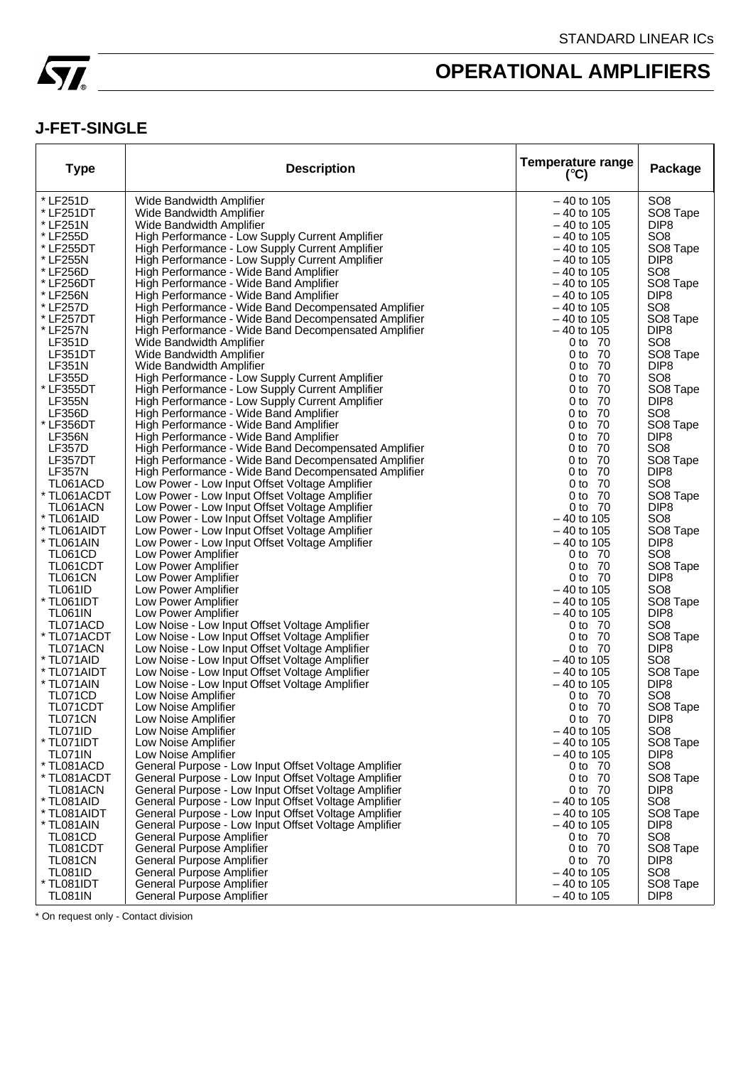# OPERATIONAL AMPLIFIERS

## J-FET-SINGLE

| Type | Description | Temperature range (°C) | Package |
|---|---|---|---|
| * LF251D | Wide Bandwidth Amplifier | – 40 to 105 | SO8 |
| * LF251DT | Wide Bandwidth Amplifier | – 40 to 105 | SO8 Tape |
| * LF251N | Wide Bandwidth Amplifier | – 40 to 105 | DIP8 |
| * LF255D | High Performance - Low Supply Current Amplifier | – 40 to 105 | SO8 |
| * LF255DT | High Performance - Low Supply Current Amplifier | – 40 to 105 | SO8 Tape |
| * LF255N | High Performance - Low Supply Current Amplifier | – 40 to 105 | DIP8 |
| * LF256D | High Performance - Wide Band Amplifier | – 40 to 105 | SO8 |
| * LF256DT | High Performance - Wide Band Amplifier | – 40 to 105 | SO8 Tape |
| * LF256N | High Performance - Wide Band Amplifier | – 40 to 105 | DIP8 |
| * LF257D | High Performance - Wide Band Decompensated Amplifier | – 40 to 105 | SO8 |
| * LF257DT | High Performance - Wide Band Decompensated Amplifier | – 40 to 105 | SO8 Tape |
| * LF257N | High Performance - Wide Band Decompensated Amplifier | – 40 to 105 | DIP8 |
| LF351D | Wide Bandwidth Amplifier | 0 to 70 | SO8 |
| LF351DT | Wide Bandwidth Amplifier | 0 to 70 | SO8 Tape |
| LF351N | Wide Bandwidth Amplifier | 0 to 70 | DIP8 |
| LF355D | High Performance - Low Supply Current Amplifier | 0 to 70 | SO8 |
| * LF355DT | High Performance - Low Supply Current Amplifier | 0 to 70 | SO8 Tape |
| LF355N | High Performance - Low Supply Current Amplifier | 0 to 70 | DIP8 |
| LF356D | High Performance - Wide Band Amplifier | 0 to 70 | SO8 |
| * LF356DT | High Performance - Wide Band Amplifier | 0 to 70 | SO8 Tape |
| LF356N | High Performance - Wide Band Amplifier | 0 to 70 | DIP8 |
| LF357D | High Performance - Wide Band Decompensated Amplifier | 0 to 70 | SO8 |
| LF357DT | High Performance - Wide Band Decompensated Amplifier | 0 to 70 | SO8 Tape |
| LF357N | High Performance - Wide Band Decompensated Amplifier | 0 to 70 | DIP8 |
| TL061ACD | Low Power - Low Input Offset Voltage Amplifier | 0 to 70 | SO8 |
| * TL061ACDT | Low Power - Low Input Offset Voltage Amplifier | 0 to 70 | SO8 Tape |
| TL061ACN | Low Power - Low Input Offset Voltage Amplifier | 0 to 70 | DIP8 |
| * TL061AID | Low Power - Low Input Offset Voltage Amplifier | – 40 to 105 | SO8 |
| * TL061AIDT | Low Power - Low Input Offset Voltage Amplifier | – 40 to 105 | SO8 Tape |
| * TL061AIN | Low Power - Low Input Offset Voltage Amplifier | – 40 to 105 | DIP8 |
| TL061CD | Low Power Amplifier | 0 to 70 | SO8 |
| TL061CDT | Low Power Amplifier | 0 to 70 | SO8 Tape |
| TL061CN | Low Power Amplifier | 0 to 70 | DIP8 |
| TL061ID | Low Power Amplifier | – 40 to 105 | SO8 |
| * TL061IDT | Low Power Amplifier | – 40 to 105 | SO8 Tape |
| TL061IN | Low Power Amplifier | – 40 to 105 | DIP8 |
| TL071ACD | Low Noise - Low Input Offset Voltage Amplifier | 0 to 70 | SO8 |
| * TL071ACDT | Low Noise - Low Input Offset Voltage Amplifier | 0 to 70 | SO8 Tape |
| TL071ACN | Low Noise - Low Input Offset Voltage Amplifier | 0 to 70 | DIP8 |
| * TL071AID | Low Noise - Low Input Offset Voltage Amplifier | – 40 to 105 | SO8 |
| * TL071AIDT | Low Noise - Low Input Offset Voltage Amplifier | – 40 to 105 | SO8 Tape |
| * TL071AIN | Low Noise - Low Input Offset Voltage Amplifier | – 40 to 105 | DIP8 |
| TL071CD | Low Noise Amplifier | 0 to 70 | SO8 |
| TL071CDT | Low Noise Amplifier | 0 to 70 | SO8 Tape |
| TL071CN | Low Noise Amplifier | 0 to 70 | DIP8 |
| TL071ID | Low Noise Amplifier | – 40 to 105 | SO8 |
| * TL071IDT | Low Noise Amplifier | – 40 to 105 | SO8 Tape |
| TL071IN | Low Noise Amplifier | – 40 to 105 | DIP8 |
| * TL081ACD | General Purpose - Low Input Offset Voltage Amplifier | 0 to 70 | SO8 |
| * TL081ACDT | General Purpose - Low Input Offset Voltage Amplifier | 0 to 70 | SO8 Tape |
| TL081ACN | General Purpose - Low Input Offset Voltage Amplifier | 0 to 70 | DIP8 |
| * TL081AID | General Purpose - Low Input Offset Voltage Amplifier | – 40 to 105 | SO8 |
| * TL081AIDT | General Purpose - Low Input Offset Voltage Amplifier | – 40 to 105 | SO8 Tape |
| * TL081AIN | General Purpose - Low Input Offset Voltage Amplifier | – 40 to 105 | DIP8 |
| TL081CD | General Purpose Amplifier | 0 to 70 | SO8 |
| TL081CDT | General Purpose Amplifier | 0 to 70 | SO8 Tape |
| TL081CN | General Purpose Amplifier | 0 to 70 | DIP8 |
| TL081ID | General Purpose Amplifier | – 40 to 105 | SO8 |
| * TL081IDT | General Purpose Amplifier | – 40 to 105 | SO8 Tape |
| TL081IN | General Purpose Amplifier | – 40 to 105 | DIP8 |

* On request only - Contact division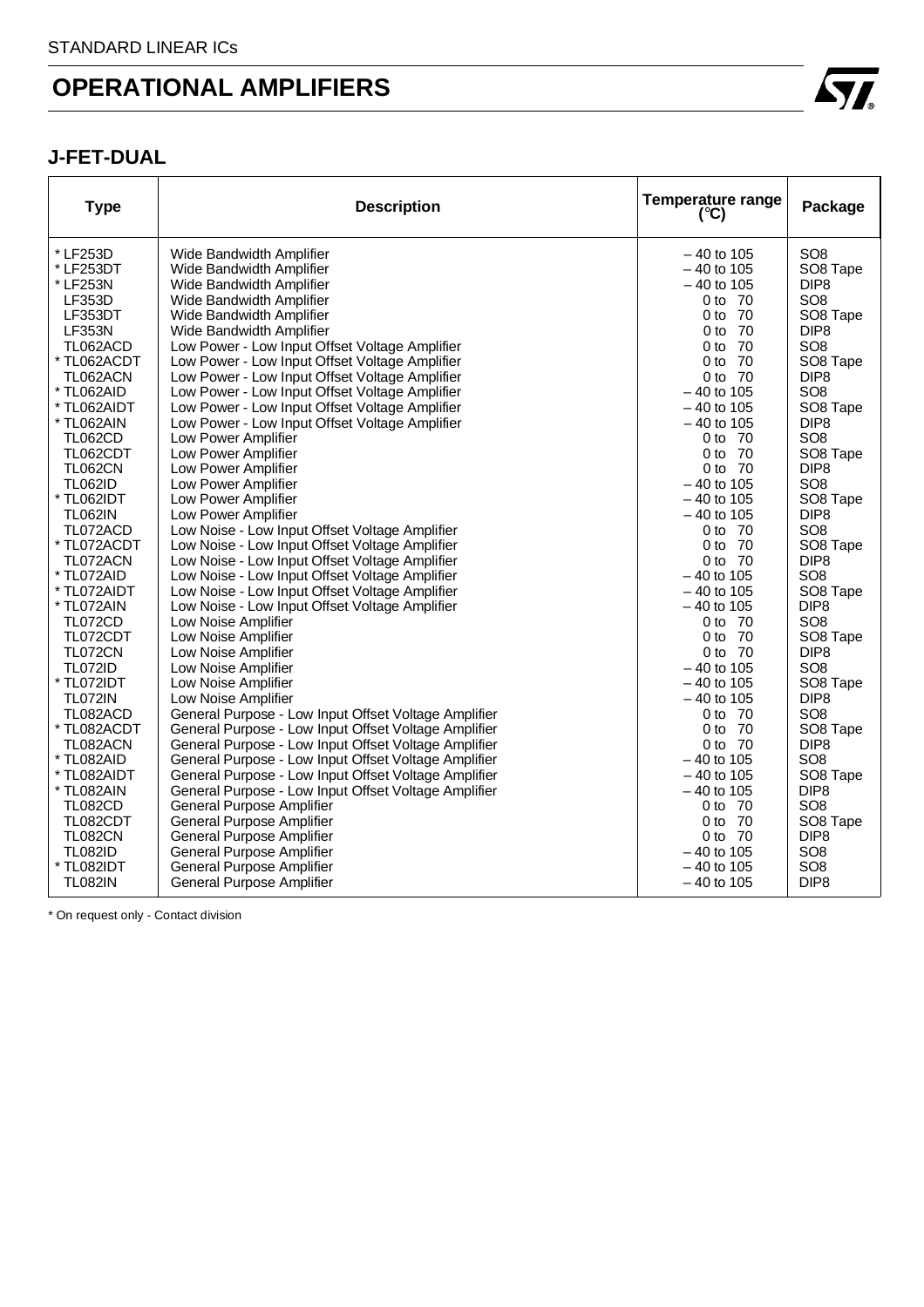STANDARD LINEAR ICs

# OPERATIONAL AMPLIFIERS

## J-FET-DUAL

| Type | Description | Temperature range (°C) | Package |
|---|---|---|---|
| * LF253D | Wide Bandwidth Amplifier | – 40 to 105 | SO8 |
| * LF253DT | Wide Bandwidth Amplifier | – 40 to 105 | SO8 Tape |
| * LF253N | Wide Bandwidth Amplifier | – 40 to 105 | DIP8 |
| LF353D | Wide Bandwidth Amplifier | 0 to 70 | SO8 |
| LF353DT | Wide Bandwidth Amplifier | 0 to 70 | SO8 Tape |
| LF353N | Wide Bandwidth Amplifier | 0 to 70 | DIP8 |
| TL062ACD | Low Power - Low Input Offset Voltage Amplifier | 0 to 70 | SO8 |
| * TL062ACDT | Low Power - Low Input Offset Voltage Amplifier | 0 to 70 | SO8 Tape |
| TL062ACN | Low Power - Low Input Offset Voltage Amplifier | 0 to 70 | DIP8 |
| * TL062AID | Low Power - Low Input Offset Voltage Amplifier | – 40 to 105 | SO8 |
| * TL062AIDT | Low Power - Low Input Offset Voltage Amplifier | – 40 to 105 | SO8 Tape |
| * TL062AIN | Low Power - Low Input Offset Voltage Amplifier | – 40 to 105 | DIP8 |
| TL062CD | Low Power Amplifier | 0 to 70 | SO8 |
| TL062CDT | Low Power Amplifier | 0 to 70 | SO8 Tape |
| TL062CN | Low Power Amplifier | 0 to 70 | DIP8 |
| TL062ID | Low Power Amplifier | – 40 to 105 | SO8 |
| * TL062IDT | Low Power Amplifier | – 40 to 105 | SO8 Tape |
| TL062IN | Low Power Amplifier | – 40 to 105 | DIP8 |
| TL072ACD | Low Noise - Low Input Offset Voltage Amplifier | 0 to 70 | SO8 |
| * TL072ACDT | Low Noise - Low Input Offset Voltage Amplifier | 0 to 70 | SO8 Tape |
| TL072ACN | Low Noise - Low Input Offset Voltage Amplifier | 0 to 70 | DIP8 |
| * TL072AID | Low Noise - Low Input Offset Voltage Amplifier | – 40 to 105 | SO8 |
| * TL072AIDT | Low Noise - Low Input Offset Voltage Amplifier | – 40 to 105 | SO8 Tape |
| * TL072AIN | Low Noise - Low Input Offset Voltage Amplifier | – 40 to 105 | DIP8 |
| TL072CD | Low Noise Amplifier | 0 to 70 | SO8 |
| TL072CDT | Low Noise Amplifier | 0 to 70 | SO8 Tape |
| TL072CN | Low Noise Amplifier | 0 to 70 | DIP8 |
| TL072ID | Low Noise Amplifier | – 40 to 105 | SO8 |
| * TL072IDT | Low Noise Amplifier | – 40 to 105 | SO8 Tape |
| TL072IN | Low Noise Amplifier | – 40 to 105 | DIP8 |
| TL082ACD | General Purpose - Low Input Offset Voltage Amplifier | 0 to 70 | SO8 |
| * TL082ACDT | General Purpose - Low Input Offset Voltage Amplifier | 0 to 70 | SO8 Tape |
| TL082ACN | General Purpose - Low Input Offset Voltage Amplifier | 0 to 70 | DIP8 |
| * TL082AID | General Purpose - Low Input Offset Voltage Amplifier | – 40 to 105 | SO8 |
| * TL082AIDT | General Purpose - Low Input Offset Voltage Amplifier | – 40 to 105 | SO8 Tape |
| * TL082AIN | General Purpose - Low Input Offset Voltage Amplifier | – 40 to 105 | DIP8 |
| TL082CD | General Purpose Amplifier | 0 to 70 | SO8 |
| TL082CDT | General Purpose Amplifier | 0 to 70 | SO8 Tape |
| TL082CN | General Purpose Amplifier | 0 to 70 | DIP8 |
| TL082ID | General Purpose Amplifier | – 40 to 105 | SO8 |
| * TL082IDT | General Purpose Amplifier | – 40 to 105 | SO8 |
| TL082IN | General Purpose Amplifier | – 40 to 105 | DIP8 |

* On request only - Contact division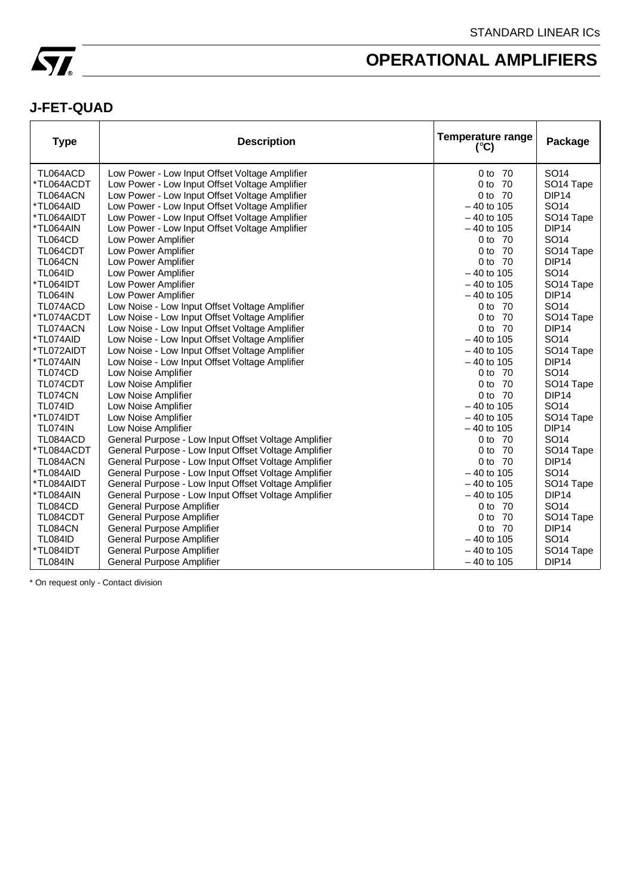# OPERATIONAL AMPLIFIERS

## J-FET-QUAD

| Type | Description | Temperature range (°C) | Package |
|---|---|---|---|
| TL064ACD | Low Power - Low Input Offset Voltage Amplifier | 0 to 70 | SO14 |
| *TL064ACDT | Low Power - Low Input Offset Voltage Amplifier | 0 to 70 | SO14 Tape |
| TL064ACN | Low Power - Low Input Offset Voltage Amplifier | 0 to 70 | DIP14 |
| *TL064AID | Low Power - Low Input Offset Voltage Amplifier | – 40 to 105 | SO14 |
| *TL064AIDT | Low Power - Low Input Offset Voltage Amplifier | – 40 to 105 | SO14 Tape |
| *TL064AIN | Low Power - Low Input Offset Voltage Amplifier | – 40 to 105 | DIP14 |
| TL064CD | Low Power Amplifier | 0 to 70 | SO14 |
| TL064CDT | Low Power Amplifier | 0 to 70 | SO14 Tape |
| TL064CN | Low Power Amplifier | 0 to 70 | DIP14 |
| TL064ID | Low Power Amplifier | – 40 to 105 | SO14 |
| *TL064IDT | Low Power Amplifier | – 40 to 105 | SO14 Tape |
| TL064IN | Low Power Amplifier | – 40 to 105 | DIP14 |
| TL074ACD | Low Noise - Low Input Offset Voltage Amplifier | 0 to 70 | SO14 |
| *TL074ACDT | Low Noise - Low Input Offset Voltage Amplifier | 0 to 70 | SO14 Tape |
| TL074ACN | Low Noise - Low Input Offset Voltage Amplifier | 0 to 70 | DIP14 |
| *TL074AID | Low Noise - Low Input Offset Voltage Amplifier | – 40 to 105 | SO14 |
| *TL072AIDT | Low Noise - Low Input Offset Voltage Amplifier | – 40 to 105 | SO14 Tape |
| *TL074AIN | Low Noise - Low Input Offset Voltage Amplifier | – 40 to 105 | DIP14 |
| TL074CD | Low Noise Amplifier | 0 to 70 | SO14 |
| TL074CDT | Low Noise Amplifier | 0 to 70 | SO14 Tape |
| TL074CN | Low Noise Amplifier | 0 to 70 | DIP14 |
| TL074ID | Low Noise Amplifier | – 40 to 105 | SO14 |
| *TL074IDT | Low Noise Amplifier | – 40 to 105 | SO14 Tape |
| TL074IN | Low Noise Amplifier | – 40 to 105 | DIP14 |
| TL084ACD | General Purpose - Low Input Offset Voltage Amplifier | 0 to 70 | SO14 |
| *TL084ACDT | General Purpose - Low Input Offset Voltage Amplifier | 0 to 70 | SO14 Tape |
| TL084ACN | General Purpose - Low Input Offset Voltage Amplifier | 0 to 70 | DIP14 |
| *TL084AID | General Purpose - Low Input Offset Voltage Amplifier | – 40 to 105 | SO14 |
| *TL084AIDT | General Purpose - Low Input Offset Voltage Amplifier | – 40 to 105 | SO14 Tape |
| *TL084AIN | General Purpose - Low Input Offset Voltage Amplifier | – 40 to 105 | DIP14 |
| TL084CD | General Purpose Amplifier | 0 to 70 | SO14 |
| TL084CDT | General Purpose Amplifier | 0 to 70 | SO14 Tape |
| TL084CN | General Purpose Amplifier | 0 to 70 | DIP14 |
| TL084ID | General Purpose Amplifier | – 40 to 105 | SO14 |
| *TL084IDT | General Purpose Amplifier | – 40 to 105 | SO14 Tape |
| TL084IN | General Purpose Amplifier | – 40 to 105 | DIP14 |

* On request only - Contact division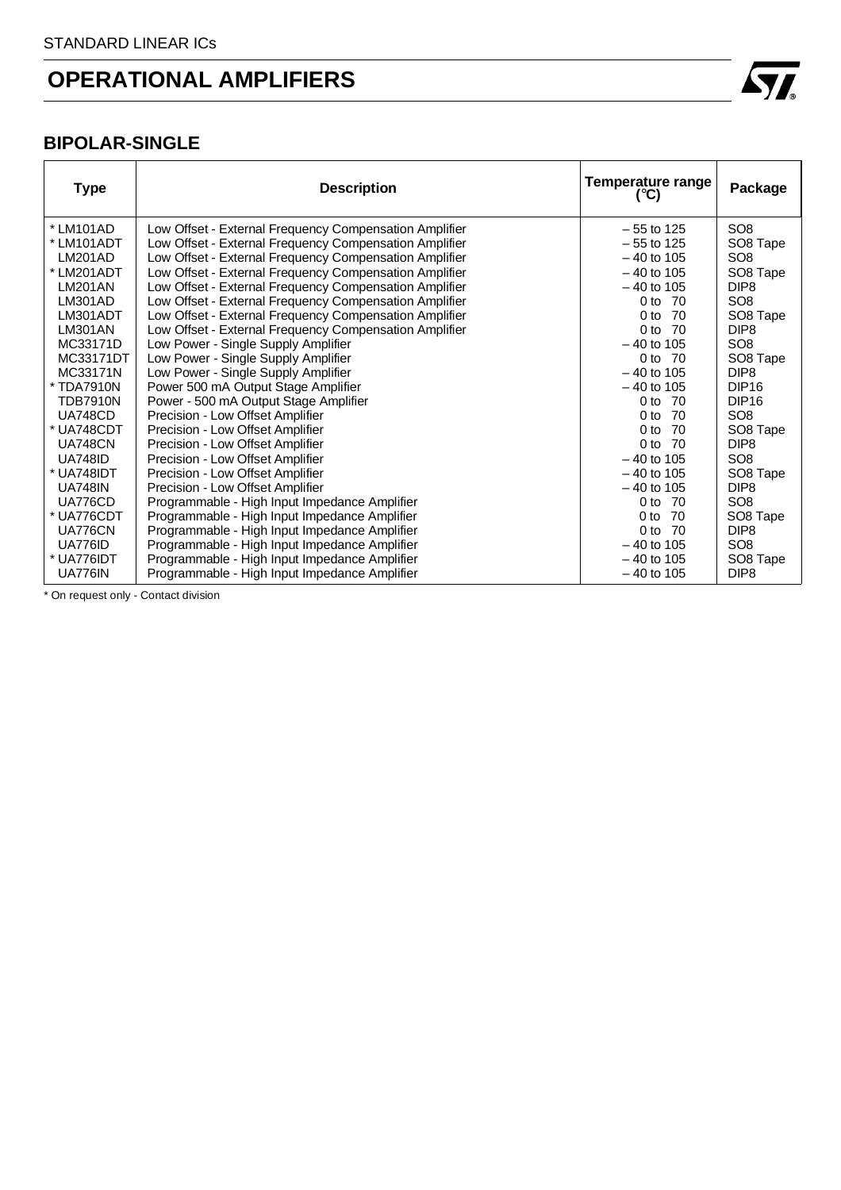STANDARD LINEAR ICs

# OPERATIONAL AMPLIFIERS

## BIPOLAR-SINGLE

| Type | Description | Temperature range (°C) | Package |
|---|---|---|---|
| * LM101AD | Low Offset - External Frequency Compensation Amplifier | – 55 to 125 | SO8 |
| * LM101ADT | Low Offset - External Frequency Compensation Amplifier | – 55 to 125 | SO8 Tape |
| LM201AD | Low Offset - External Frequency Compensation Amplifier | – 40 to 105 | SO8 |
| * LM201ADT | Low Offset - External Frequency Compensation Amplifier | – 40 to 105 | SO8 Tape |
| LM201AN | Low Offset - External Frequency Compensation Amplifier | – 40 to 105 | DIP8 |
| LM301AD | Low Offset - External Frequency Compensation Amplifier | 0 to 70 | SO8 |
| LM301ADT | Low Offset - External Frequency Compensation Amplifier | 0 to 70 | SO8 Tape |
| LM301AN | Low Offset - External Frequency Compensation Amplifier | 0 to 70 | DIP8 |
| MC33171D | Low Power - Single Supply Amplifier | – 40 to 105 | SO8 |
| MC33171DT | Low Power - Single Supply Amplifier | 0 to 70 | SO8 Tape |
| MC33171N | Low Power - Single Supply Amplifier | – 40 to 105 | DIP8 |
| * TDA7910N | Power 500 mA Output Stage Amplifier | – 40 to 105 | DIP16 |
| TDB7910N | Power - 500 mA Output Stage Amplifier | 0 to 70 | DIP16 |
| UA748CD | Precision - Low Offset Amplifier | 0 to 70 | SO8 |
| * UA748CDT | Precision - Low Offset Amplifier | 0 to 70 | SO8 Tape |
| UA748CN | Precision - Low Offset Amplifier | 0 to 70 | DIP8 |
| UA748ID | Precision - Low Offset Amplifier | – 40 to 105 | SO8 |
| * UA748IDT | Precision - Low Offset Amplifier | – 40 to 105 | SO8 Tape |
| UA748IN | Precision - Low Offset Amplifier | – 40 to 105 | DIP8 |
| UA776CD | Programmable - High Input Impedance Amplifier | 0 to 70 | SO8 |
| * UA776CDT | Programmable - High Input Impedance Amplifier | 0 to 70 | SO8 Tape |
| UA776CN | Programmable - High Input Impedance Amplifier | 0 to 70 | DIP8 |
| UA776ID | Programmable - High Input Impedance Amplifier | – 40 to 105 | SO8 |
| * UA776IDT | Programmable - High Input Impedance Amplifier | – 40 to 105 | SO8 Tape |
| UA776IN | Programmable - High Input Impedance Amplifier | – 40 to 105 | DIP8 |

* On request only - Contact division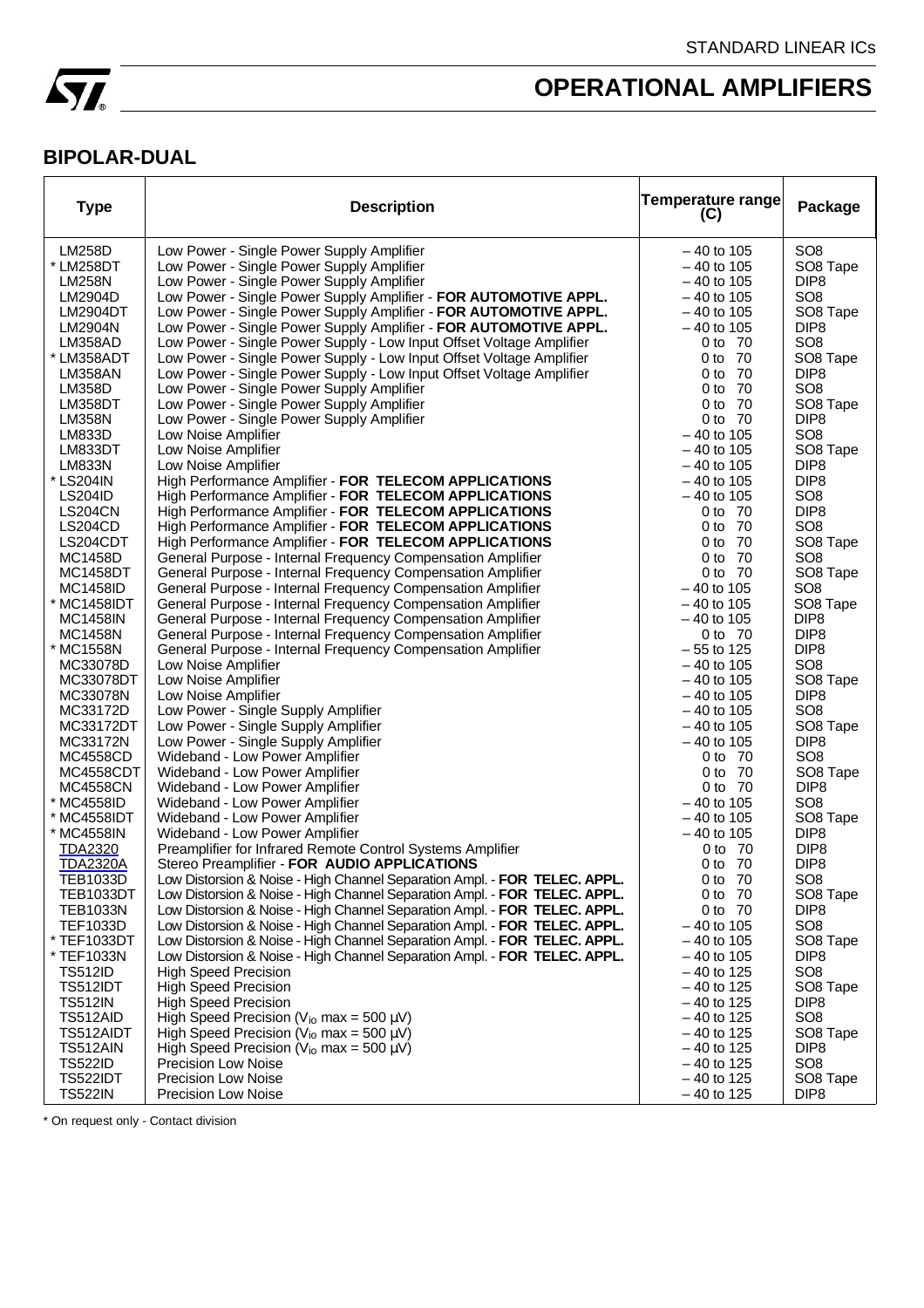STANDARD LINEAR ICs

# OPERATIONAL AMPLIFIERS

## BIPOLAR-DUAL

| Type | Description | Temperature range (C) | Package |
|---|---|---|---|
| LM258D | Low Power - Single Power Supply Amplifier | – 40 to 105 | SO8 |
| * LM258DT | Low Power - Single Power Supply Amplifier | – 40 to 105 | SO8 Tape |
| LM258N | Low Power - Single Power Supply Amplifier | – 40 to 105 | DIP8 |
| LM2904D | Low Power - Single Power Supply Amplifier - **FOR AUTOMOTIVE APPL.** | – 40 to 105 | SO8 |
| LM2904DT | Low Power - Single Power Supply Amplifier - **FOR AUTOMOTIVE APPL.** | – 40 to 105 | SO8 Tape |
| LM2904N | Low Power - Single Power Supply Amplifier - **FOR AUTOMOTIVE APPL.** | – 40 to 105 | DIP8 |
| LM358AD | Low Power - Single Power Supply - Low Input Offset Voltage Amplifier | 0 to 70 | SO8 |
| * LM358ADT | Low Power - Single Power Supply - Low Input Offset Voltage Amplifier | 0 to 70 | SO8 Tape |
| LM358AN | Low Power - Single Power Supply - Low Input Offset Voltage Amplifier | 0 to 70 | DIP8 |
| LM358D | Low Power - Single Power Supply Amplifier | 0 to 70 | SO8 |
| LM358DT | Low Power - Single Power Supply Amplifier | 0 to 70 | SO8 Tape |
| LM358N | Low Power - Single Power Supply Amplifier | 0 to 70 | DIP8 |
| LM833D | Low Noise Amplifier | – 40 to 105 | SO8 |
| LM833DT | Low Noise Amplifier | – 40 to 105 | SO8 Tape |
| LM833N | Low Noise Amplifier | – 40 to 105 | DIP8 |
| * LS204IN | High Performance Amplifier - **FOR TELECOM APPLICATIONS** | – 40 to 105 | DIP8 |
| LS204ID | High Performance Amplifier - **FOR TELECOM APPLICATIONS** | – 40 to 105 | SO8 |
| LS204CN | High Performance Amplifier - **FOR TELECOM APPLICATIONS** | 0 to 70 | DIP8 |
| LS204CD | High Performance Amplifier - **FOR TELECOM APPLICATIONS** | 0 to 70 | SO8 |
| LS204CDT | High Performance Amplifier - **FOR TELECOM APPLICATIONS** | 0 to 70 | SO8 Tape |
| MC1458D | General Purpose - Internal Frequency Compensation Amplifier | 0 to 70 | SO8 |
| MC1458DT | General Purpose - Internal Frequency Compensation Amplifier | 0 to 70 | SO8 Tape |
| MC1458ID | General Purpose - Internal Frequency Compensation Amplifier | – 40 to 105 | SO8 |
| * MC1458IDT | General Purpose - Internal Frequency Compensation Amplifier | – 40 to 105 | SO8 Tape |
| MC1458IN | General Purpose - Internal Frequency Compensation Amplifier | – 40 to 105 | DIP8 |
| MC1458N | General Purpose - Internal Frequency Compensation Amplifier | 0 to 70 | DIP8 |
| * MC1558N | General Purpose - Internal Frequency Compensation Amplifier | – 55 to 125 | DIP8 |
| MC33078D | Low Noise Amplifier | – 40 to 105 | SO8 |
| MC33078DT | Low Noise Amplifier | – 40 to 105 | SO8 Tape |
| MC33078N | Low Noise Amplifier | – 40 to 105 | DIP8 |
| MC33172D | Low Power - Single Supply Amplifier | – 40 to 105 | SO8 |
| MC33172DT | Low Power - Single Supply Amplifier | – 40 to 105 | SO8 Tape |
| MC33172N | Low Power - Single Supply Amplifier | – 40 to 105 | DIP8 |
| MC4558CD | Wideband - Low Power Amplifier | 0 to 70 | SO8 |
| MC4558CDT | Wideband - Low Power Amplifier | 0 to 70 | SO8 Tape |
| MC4558CN | Wideband - Low Power Amplifier | 0 to 70 | DIP8 |
| * MC4558ID | Wideband - Low Power Amplifier | – 40 to 105 | SO8 |
| * MC4558IDT | Wideband - Low Power Amplifier | – 40 to 105 | SO8 Tape |
| * MC4558IN | Wideband - Low Power Amplifier | – 40 to 105 | DIP8 |
| TDA2320 | Preamplifier for Infrared Remote Control Systems Amplifier | 0 to 70 | DIP8 |
| TDA2320A | Stereo Preamplifier - **FOR AUDIO APPLICATIONS** | 0 to 70 | DIP8 |
| TEB1033D | Low Distorsion & Noise - High Channel Separation Ampl. - **FOR TELEC. APPL.** | 0 to 70 | SO8 |
| TEB1033DT | Low Distorsion & Noise - High Channel Separation Ampl. - **FOR TELEC. APPL.** | 0 to 70 | SO8 Tape |
| TEB1033N | Low Distorsion & Noise - High Channel Separation Ampl. - **FOR TELEC. APPL.** | 0 to 70 | DIP8 |
| TEF1033D | Low Distorsion & Noise - High Channel Separation Ampl. - **FOR TELEC. APPL.** | – 40 to 105 | SO8 |
| * TEF1033DT | Low Distorsion & Noise - High Channel Separation Ampl. - **FOR TELEC. APPL.** | – 40 to 105 | SO8 Tape |
| * TEF1033N | Low Distorsion & Noise - High Channel Separation Ampl. - **FOR TELEC. APPL.** | – 40 to 105 | DIP8 |
| TS512ID | High Speed Precision | – 40 to 125 | SO8 |
| TS512IDT | High Speed Precision | – 40 to 125 | SO8 Tape |
| TS512IN | High Speed Precision | – 40 to 125 | DIP8 |
| TS512AID | High Speed Precision ($V_{io}$ max = 500 µV) | – 40 to 125 | SO8 |
| TS512AIDT | High Speed Precision ($V_{io}$ max = 500 µV) | – 40 to 125 | SO8 Tape |
| TS512AIN | High Speed Precision ($V_{io}$ max = 500 µV) | – 40 to 125 | DIP8 |
| TS522ID | Precision Low Noise | – 40 to 125 | SO8 |
| TS522IDT | Precision Low Noise | – 40 to 125 | SO8 Tape |
| TS522IN | Precision Low Noise | – 40 to 125 | DIP8 |

* On request only - Contact division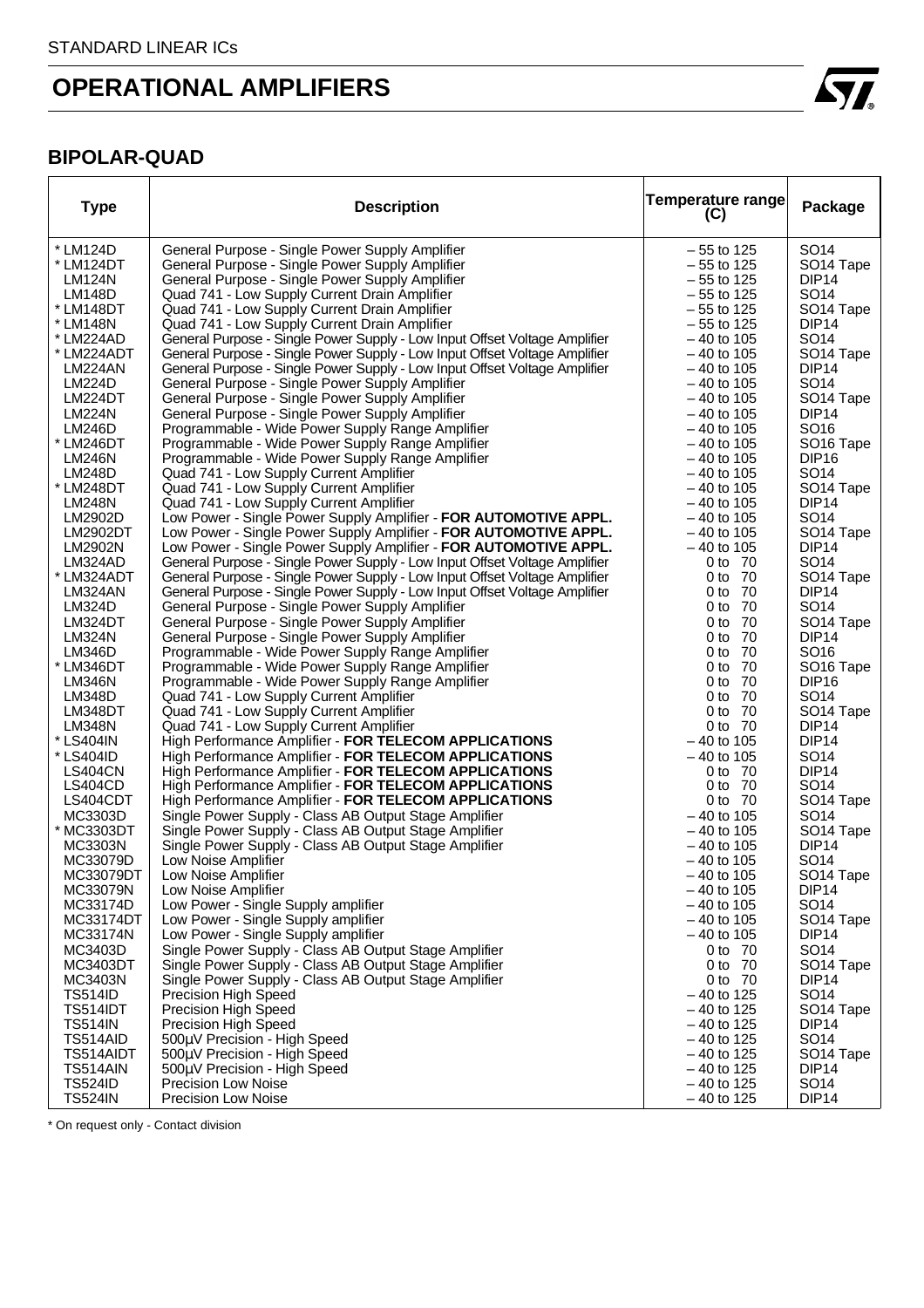STANDARD LINEAR ICs

# OPERATIONAL AMPLIFIERS

## BIPOLAR-QUAD

| Type | Description | Temperature range (C) | Package |
|---|---|---|---|
| * LM124D | General Purpose - Single Power Supply Amplifier | – 55 to 125 | SO14 |
| * LM124DT | General Purpose - Single Power Supply Amplifier | – 55 to 125 | SO14 Tape |
| LM124N | General Purpose - Single Power Supply Amplifier | – 55 to 125 | DIP14 |
| LM148D | Quad 741 - Low Supply Current Drain Amplifier | – 55 to 125 | SO14 |
| * LM148DT | Quad 741 - Low Supply Current Drain Amplifier | – 55 to 125 | SO14 Tape |
| * LM148N | Quad 741 - Low Supply Current Drain Amplifier | – 55 to 125 | DIP14 |
| * LM224AD | General Purpose - Single Power Supply - Low Input Offset Voltage Amplifier | – 40 to 105 | SO14 |
| * LM224ADT | General Purpose - Single Power Supply - Low Input Offset Voltage Amplifier | – 40 to 105 | SO14 Tape |
| LM224AN | General Purpose - Single Power Supply - Low Input Offset Voltage Amplifier | – 40 to 105 | DIP14 |
| LM224D | General Purpose - Single Power Supply Amplifier | – 40 to 105 | SO14 |
| LM224DT | General Purpose - Single Power Supply Amplifier | – 40 to 105 | SO14 Tape |
| LM224N | General Purpose - Single Power Supply Amplifier | – 40 to 105 | DIP14 |
| LM246D | Programmable - Wide Power Supply Range Amplifier | – 40 to 105 | SO16 |
| * LM246DT | Programmable - Wide Power Supply Range Amplifier | – 40 to 105 | SO16 Tape |
| LM246N | Programmable - Wide Power Supply Range Amplifier | – 40 to 105 | DIP16 |
| LM248D | Quad 741 - Low Supply Current Amplifier | – 40 to 105 | SO14 |
| * LM248DT | Quad 741 - Low Supply Current Amplifier | – 40 to 105 | SO14 Tape |
| LM248N | Quad 741 - Low Supply Current Amplifier | – 40 to 105 | DIP14 |
| LM2902D | Low Power - Single Power Supply Amplifier - **FOR AUTOMOTIVE APPL.** | – 40 to 105 | SO14 |
| LM2902DT | Low Power - Single Power Supply Amplifier - **FOR AUTOMOTIVE APPL.** | – 40 to 105 | SO14 Tape |
| LM2902N | Low Power - Single Power Supply Amplifier - **FOR AUTOMOTIVE APPL.** | – 40 to 105 | DIP14 |
| LM324AD | General Purpose - Single Power Supply - Low Input Offset Voltage Amplifier | 0 to 70 | SO14 |
| * LM324ADT | General Purpose - Single Power Supply - Low Input Offset Voltage Amplifier | 0 to 70 | SO14 Tape |
| LM324AN | General Purpose - Single Power Supply - Low Input Offset Voltage Amplifier | 0 to 70 | DIP14 |
| LM324D | General Purpose - Single Power Supply Amplifier | 0 to 70 | SO14 |
| LM324DT | General Purpose - Single Power Supply Amplifier | 0 to 70 | SO14 Tape |
| LM324N | General Purpose - Single Power Supply Amplifier | 0 to 70 | DIP14 |
| LM346D | Programmable - Wide Power Supply Range Amplifier | 0 to 70 | SO16 |
| * LM346DT | Programmable - Wide Power Supply Range Amplifier | 0 to 70 | SO16 Tape |
| LM346N | Programmable - Wide Power Supply Range Amplifier | 0 to 70 | DIP16 |
| LM348D | Quad 741 - Low Supply Current Amplifier | 0 to 70 | SO14 |
| LM348DT | Quad 741 - Low Supply Current Amplifier | 0 to 70 | SO14 Tape |
| LM348N | Quad 741 - Low Supply Current Amplifier | 0 to 70 | DIP14 |
| * LS404IN | High Performance Amplifier - **FOR TELECOM APPLICATIONS** | – 40 to 105 | DIP14 |
| * LS404ID | High Performance Amplifier - **FOR TELECOM APPLICATIONS** | – 40 to 105 | SO14 |
| LS404CN | High Performance Amplifier - **FOR TELECOM APPLICATIONS** | 0 to 70 | DIP14 |
| LS404CD | High Performance Amplifier - **FOR TELECOM APPLICATIONS** | 0 to 70 | SO14 |
| LS404CDT | High Performance Amplifier - **FOR TELECOM APPLICATIONS** | 0 to 70 | SO14 Tape |
| MC3303D | Single Power Supply - Class AB Output Stage Amplifier | – 40 to 105 | SO14 |
| * MC3303DT | Single Power Supply - Class AB Output Stage Amplifier | – 40 to 105 | SO14 Tape |
| MC3303N | Single Power Supply - Class AB Output Stage Amplifier | – 40 to 105 | DIP14 |
| MC33079D | Low Noise Amplifier | – 40 to 105 | SO14 |
| MC33079DT | Low Noise Amplifier | – 40 to 105 | SO14 Tape |
| MC33079N | Low Noise Amplifier | – 40 to 105 | DIP14 |
| MC33174D | Low Power - Single Supply amplifier | – 40 to 105 | SO14 |
| MC33174DT | Low Power - Single Supply amplifier | – 40 to 105 | SO14 Tape |
| MC33174N | Low Power - Single Supply amplifier | – 40 to 105 | DIP14 |
| MC3403D | Single Power Supply - Class AB Output Stage Amplifier | 0 to 70 | SO14 |
| MC3403DT | Single Power Supply - Class AB Output Stage Amplifier | 0 to 70 | SO14 Tape |
| MC3403N | Single Power Supply - Class AB Output Stage Amplifier | 0 to 70 | DIP14 |
| TS514ID | Precision High Speed | – 40 to 125 | SO14 |
| TS514IDT | Precision High Speed | – 40 to 125 | SO14 Tape |
| TS514IN | Precision High Speed | – 40 to 125 | DIP14 |
| TS514AID | 500µV Precision - High Speed | – 40 to 125 | SO14 |
| TS514AIDT | 500µV Precision - High Speed | – 40 to 125 | SO14 Tape |
| TS514AIN | 500µV Precision - High Speed | – 40 to 125 | DIP14 |
| TS524ID | Precision Low Noise | – 40 to 125 | SO14 |
| TS524IN | Precision Low Noise | – 40 to 125 | DIP14 |

* On request only - Contact division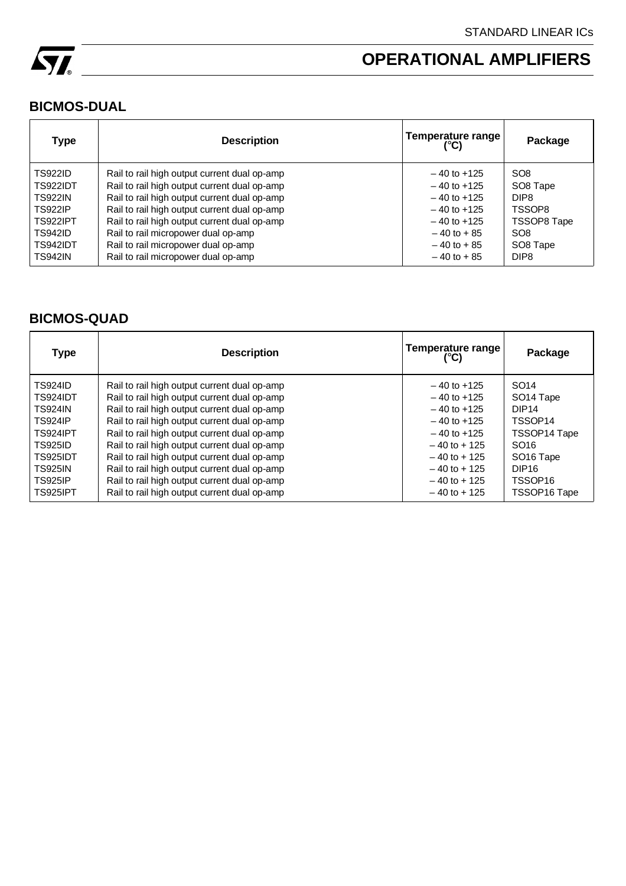# OPERATIONAL AMPLIFIERS

## BICMOS-DUAL

| Type | Description | Temperature range (°C) | Package |
|---|---|---|---|
| TS922ID | Rail to rail high output current dual op-amp | – 40 to +125 | SO8 |
| TS922IDT | Rail to rail high output current dual op-amp | – 40 to +125 | SO8 Tape |
| TS922IN | Rail to rail high output current dual op-amp | – 40 to +125 | DIP8 |
| TS922IP | Rail to rail high output current dual op-amp | – 40 to +125 | TSSOP8 |
| TS922IPT | Rail to rail high output current dual op-amp | – 40 to +125 | TSSOP8 Tape |
| TS942ID | Rail to rail micropower dual op-amp | – 40 to + 85 | SO8 |
| TS942IDT | Rail to rail micropower dual op-amp | – 40 to + 85 | SO8 Tape |
| TS942IN | Rail to rail micropower dual op-amp | – 40 to + 85 | DIP8 |

## BICMOS-QUAD

| Type | Description | Temperature range (°C) | Package |
|---|---|---|---|
| TS924ID | Rail to rail high output current dual op-amp | – 40 to +125 | SO14 |
| TS924IDT | Rail to rail high output current dual op-amp | – 40 to +125 | SO14 Tape |
| TS924IN | Rail to rail high output current dual op-amp | – 40 to +125 | DIP14 |
| TS924IP | Rail to rail high output current dual op-amp | – 40 to +125 | TSSOP14 |
| TS924IPT | Rail to rail high output current dual op-amp | – 40 to +125 | TSSOP14 Tape |
| TS925ID | Rail to rail high output current dual op-amp | – 40 to + 125 | SO16 |
| TS925IDT | Rail to rail high output current dual op-amp | – 40 to + 125 | SO16 Tape |
| TS925IN | Rail to rail high output current dual op-amp | – 40 to + 125 | DIP16 |
| TS925IP | Rail to rail high output current dual op-amp | – 40 to + 125 | TSSOP16 |
| TS925IPT | Rail to rail high output current dual op-amp | – 40 to + 125 | TSSOP16 Tape |